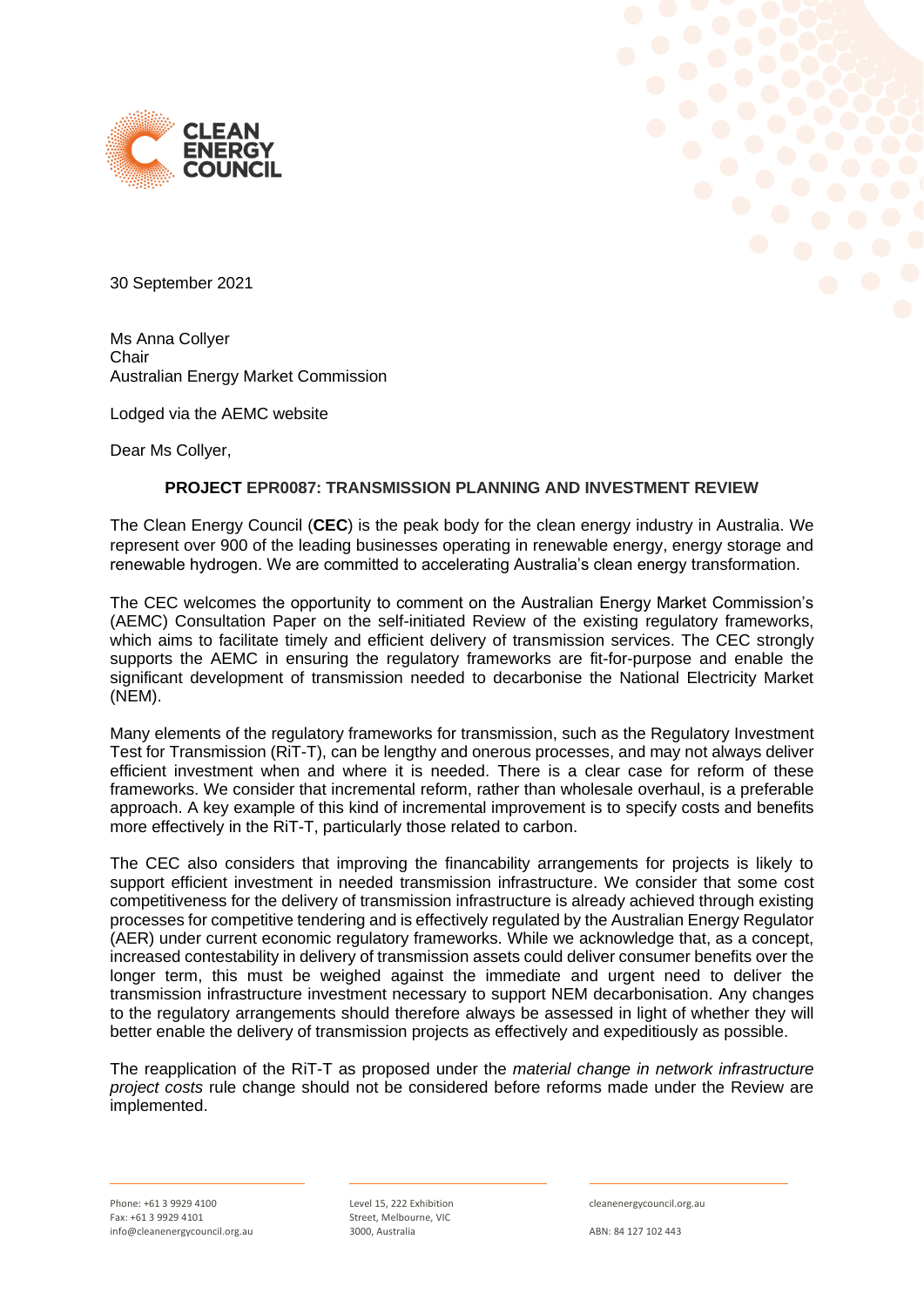30 September 2021

Ms Anna Collyer  
Chair  
Australian Energy Market Commission

Lodged via the AEMC website

Dear Ms Collyer,

**PROJECT EPR0087: TRANSMISSION PLANNING AND INVESTMENT REVIEW**

The Clean Energy Council (**CEC**) is the peak body for the clean energy industry in Australia. We represent over 900 of the leading businesses operating in renewable energy, energy storage and renewable hydrogen. We are committed to accelerating Australia's clean energy transformation.

The CEC welcomes the opportunity to comment on the Australian Energy Market Commission's (AEMC) Consultation Paper on the self-initiated Review of the existing regulatory frameworks, which aims to facilitate timely and efficient delivery of transmission services. The CEC strongly supports the AEMC in ensuring the regulatory frameworks are fit-for-purpose and enable the significant development of transmission needed to decarbonise the National Electricity Market (NEM).

Many elements of the regulatory frameworks for transmission, such as the Regulatory Investment Test for Transmission (RiT-T), can be lengthy and onerous processes, and may not always deliver efficient investment when and where it is needed. There is a clear case for reform of these frameworks. We consider that incremental reform, rather than wholesale overhaul, is a preferable approach. A key example of this kind of incremental improvement is to specify costs and benefits more effectively in the RiT-T, particularly those related to carbon.

The CEC also considers that improving the financability arrangements for projects is likely to support efficient investment in needed transmission infrastructure. We consider that some cost competitiveness for the delivery of transmission infrastructure is already achieved through existing processes for competitive tendering and is effectively regulated by the Australian Energy Regulator (AER) under current economic regulatory frameworks. While we acknowledge that, as a concept, increased contestability in delivery of transmission assets could deliver consumer benefits over the longer term, this must be weighed against the immediate and urgent need to deliver the transmission infrastructure investment necessary to support NEM decarbonisation. Any changes to the regulatory arrangements should therefore always be assessed in light of whether they will better enable the delivery of transmission projects as effectively and expeditiously as possible.

The reapplication of the RiT-T as proposed under the *material change in network infrastructure project costs* rule change should not be considered before reforms made under the Review are implemented.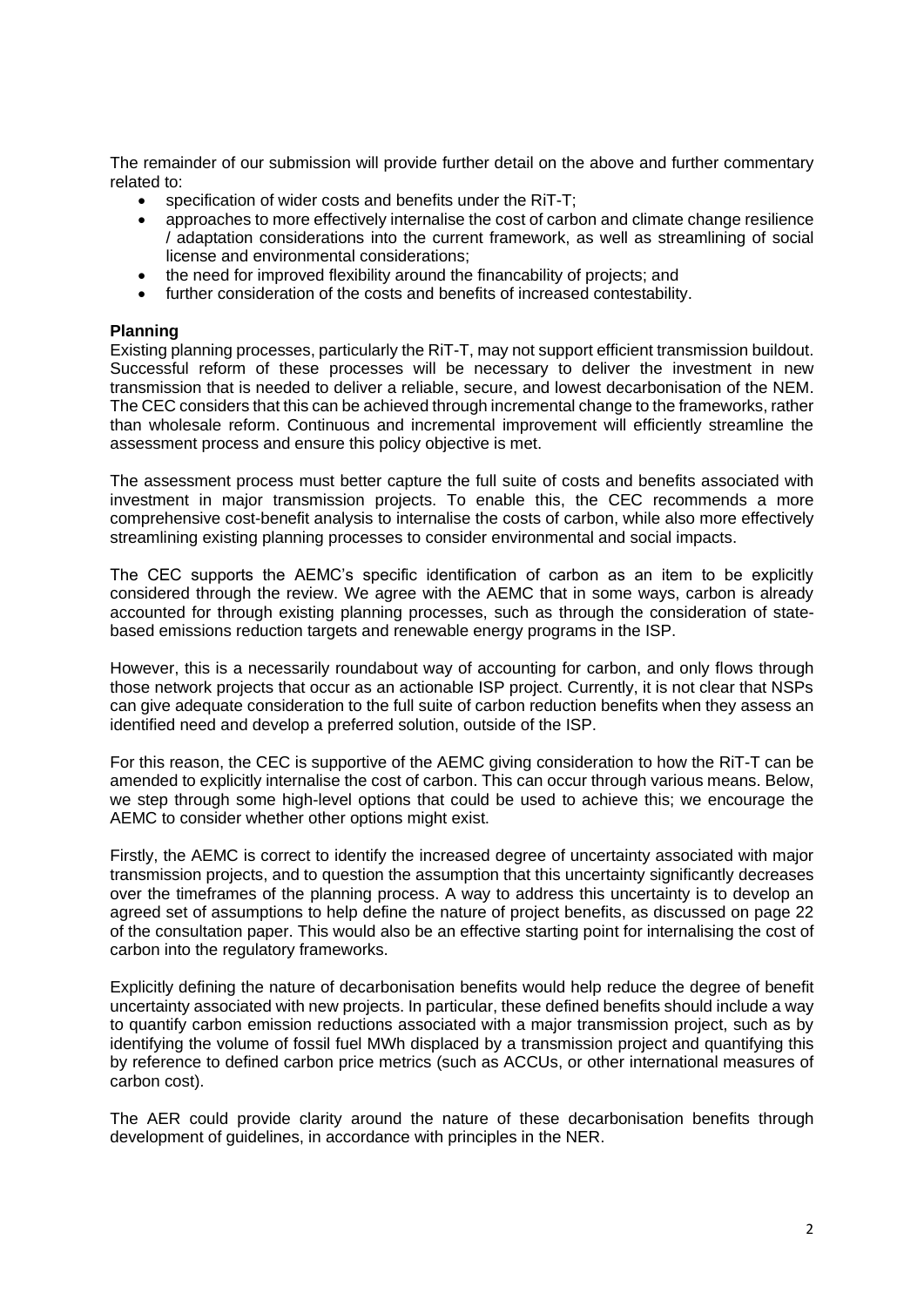The remainder of our submission will provide further detail on the above and further commentary related to:

- specification of wider costs and benefits under the RiT-T;
- approaches to more effectively internalise the cost of carbon and climate change resilience / adaptation considerations into the current framework, as well as streamlining of social license and environmental considerations;
- the need for improved flexibility around the financability of projects; and
- further consideration of the costs and benefits of increased contestability.

**Planning**

Existing planning processes, particularly the RiT-T, may not support efficient transmission buildout. Successful reform of these processes will be necessary to deliver the investment in new transmission that is needed to deliver a reliable, secure, and lowest decarbonisation of the NEM. The CEC considers that this can be achieved through incremental change to the frameworks, rather than wholesale reform. Continuous and incremental improvement will efficiently streamline the assessment process and ensure this policy objective is met.

The assessment process must better capture the full suite of costs and benefits associated with investment in major transmission projects. To enable this, the CEC recommends a more comprehensive cost-benefit analysis to internalise the costs of carbon, while also more effectively streamlining existing planning processes to consider environmental and social impacts.

The CEC supports the AEMC's specific identification of carbon as an item to be explicitly considered through the review. We agree with the AEMC that in some ways, carbon is already accounted for through existing planning processes, such as through the consideration of state-based emissions reduction targets and renewable energy programs in the ISP.

However, this is a necessarily roundabout way of accounting for carbon, and only flows through those network projects that occur as an actionable ISP project. Currently, it is not clear that NSPs can give adequate consideration to the full suite of carbon reduction benefits when they assess an identified need and develop a preferred solution, outside of the ISP.

For this reason, the CEC is supportive of the AEMC giving consideration to how the RiT-T can be amended to explicitly internalise the cost of carbon. This can occur through various means. Below, we step through some high-level options that could be used to achieve this; we encourage the AEMC to consider whether other options might exist.

Firstly, the AEMC is correct to identify the increased degree of uncertainty associated with major transmission projects, and to question the assumption that this uncertainty significantly decreases over the timeframes of the planning process. A way to address this uncertainty is to develop an agreed set of assumptions to help define the nature of project benefits, as discussed on page 22 of the consultation paper. This would also be an effective starting point for internalising the cost of carbon into the regulatory frameworks.

Explicitly defining the nature of decarbonisation benefits would help reduce the degree of benefit uncertainty associated with new projects. In particular, these defined benefits should include a way to quantify carbon emission reductions associated with a major transmission project, such as by identifying the volume of fossil fuel MWh displaced by a transmission project and quantifying this by reference to defined carbon price metrics (such as ACCUs, or other international measures of carbon cost).

The AER could provide clarity around the nature of these decarbonisation benefits through development of guidelines, in accordance with principles in the NER.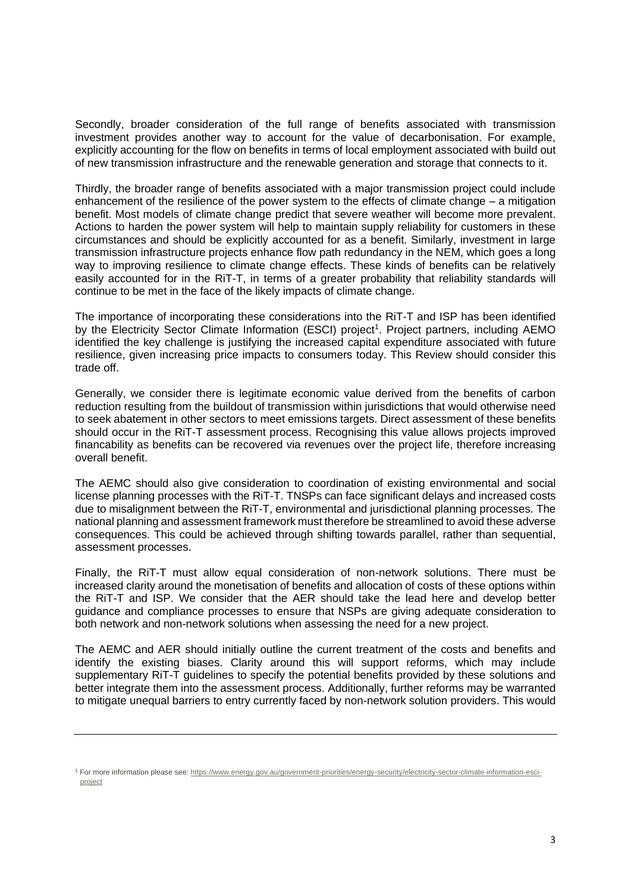Secondly, broader consideration of the full range of benefits associated with transmission investment provides another way to account for the value of decarbonisation. For example, explicitly accounting for the flow on benefits in terms of local employment associated with build out of new transmission infrastructure and the renewable generation and storage that connects to it.

Thirdly, the broader range of benefits associated with a major transmission project could include enhancement of the resilience of the power system to the effects of climate change – a mitigation benefit. Most models of climate change predict that severe weather will become more prevalent. Actions to harden the power system will help to maintain supply reliability for customers in these circumstances and should be explicitly accounted for as a benefit. Similarly, investment in large transmission infrastructure projects enhance flow path redundancy in the NEM, which goes a long way to improving resilience to climate change effects. These kinds of benefits can be relatively easily accounted for in the RiT-T, in terms of a greater probability that reliability standards will continue to be met in the face of the likely impacts of climate change.

The importance of incorporating these considerations into the RiT-T and ISP has been identified by the Electricity Sector Climate Information (ESCI) project[1]. Project partners, including AEMO identified the key challenge is justifying the increased capital expenditure associated with future resilience, given increasing price impacts to consumers today. This Review should consider this trade off.

Generally, we consider there is legitimate economic value derived from the benefits of carbon reduction resulting from the buildout of transmission within jurisdictions that would otherwise need to seek abatement in other sectors to meet emissions targets. Direct assessment of these benefits should occur in the RiT-T assessment process. Recognising this value allows projects improved financability as benefits can be recovered via revenues over the project life, therefore increasing overall benefit.

The AEMC should also give consideration to coordination of existing environmental and social license planning processes with the RiT-T. TNSPs can face significant delays and increased costs due to misalignment between the RiT-T, environmental and jurisdictional planning processes. The national planning and assessment framework must therefore be streamlined to avoid these adverse consequences. This could be achieved through shifting towards parallel, rather than sequential, assessment processes.

Finally, the RiT-T must allow equal consideration of non-network solutions. There must be increased clarity around the monetisation of benefits and allocation of costs of these options within the RiT-T and ISP. We consider that the AER should take the lead here and develop better guidance and compliance processes to ensure that NSPs are giving adequate consideration to both network and non-network solutions when assessing the need for a new project.

The AEMC and AER should initially outline the current treatment of the costs and benefits and identify the existing biases. Clarity around this will support reforms, which may include supplementary RiT-T guidelines to specify the potential benefits provided by these solutions and better integrate them into the assessment process. Additionally, further reforms may be warranted to mitigate unequal barriers to entry currently faced by non-network solution providers. This would

---

[1] For more information please see: https://www.energy.gov.au/government-priorities/energy-security/electricity-sector-climate-information-esci-project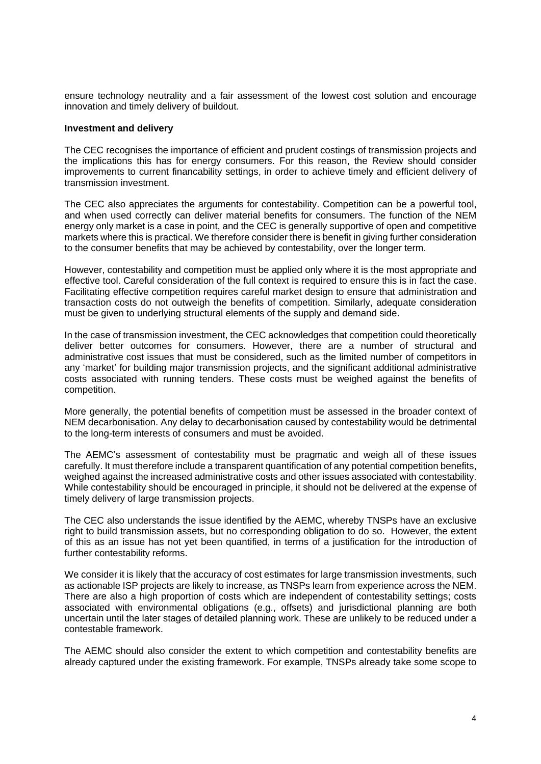ensure technology neutrality and a fair assessment of the lowest cost solution and encourage innovation and timely delivery of buildout.

**Investment and delivery**

The CEC recognises the importance of efficient and prudent costings of transmission projects and the implications this has for energy consumers. For this reason, the Review should consider improvements to current financability settings, in order to achieve timely and efficient delivery of transmission investment.

The CEC also appreciates the arguments for contestability. Competition can be a powerful tool, and when used correctly can deliver material benefits for consumers. The function of the NEM energy only market is a case in point, and the CEC is generally supportive of open and competitive markets where this is practical. We therefore consider there is benefit in giving further consideration to the consumer benefits that may be achieved by contestability, over the longer term.

However, contestability and competition must be applied only where it is the most appropriate and effective tool. Careful consideration of the full context is required to ensure this is in fact the case. Facilitating effective competition requires careful market design to ensure that administration and transaction costs do not outweigh the benefits of competition. Similarly, adequate consideration must be given to underlying structural elements of the supply and demand side.

In the case of transmission investment, the CEC acknowledges that competition could theoretically deliver better outcomes for consumers. However, there are a number of structural and administrative cost issues that must be considered, such as the limited number of competitors in any 'market' for building major transmission projects, and the significant additional administrative costs associated with running tenders. These costs must be weighed against the benefits of competition.

More generally, the potential benefits of competition must be assessed in the broader context of NEM decarbonisation. Any delay to decarbonisation caused by contestability would be detrimental to the long-term interests of consumers and must be avoided.

The AEMC's assessment of contestability must be pragmatic and weigh all of these issues carefully. It must therefore include a transparent quantification of any potential competition benefits, weighed against the increased administrative costs and other issues associated with contestability. While contestability should be encouraged in principle, it should not be delivered at the expense of timely delivery of large transmission projects.

The CEC also understands the issue identified by the AEMC, whereby TNSPs have an exclusive right to build transmission assets, but no corresponding obligation to do so. However, the extent of this as an issue has not yet been quantified, in terms of a justification for the introduction of further contestability reforms.

We consider it is likely that the accuracy of cost estimates for large transmission investments, such as actionable ISP projects are likely to increase, as TNSPs learn from experience across the NEM. There are also a high proportion of costs which are independent of contestability settings; costs associated with environmental obligations (e.g., offsets) and jurisdictional planning are both uncertain until the later stages of detailed planning work. These are unlikely to be reduced under a contestable framework.

The AEMC should also consider the extent to which competition and contestability benefits are already captured under the existing framework. For example, TNSPs already take some scope to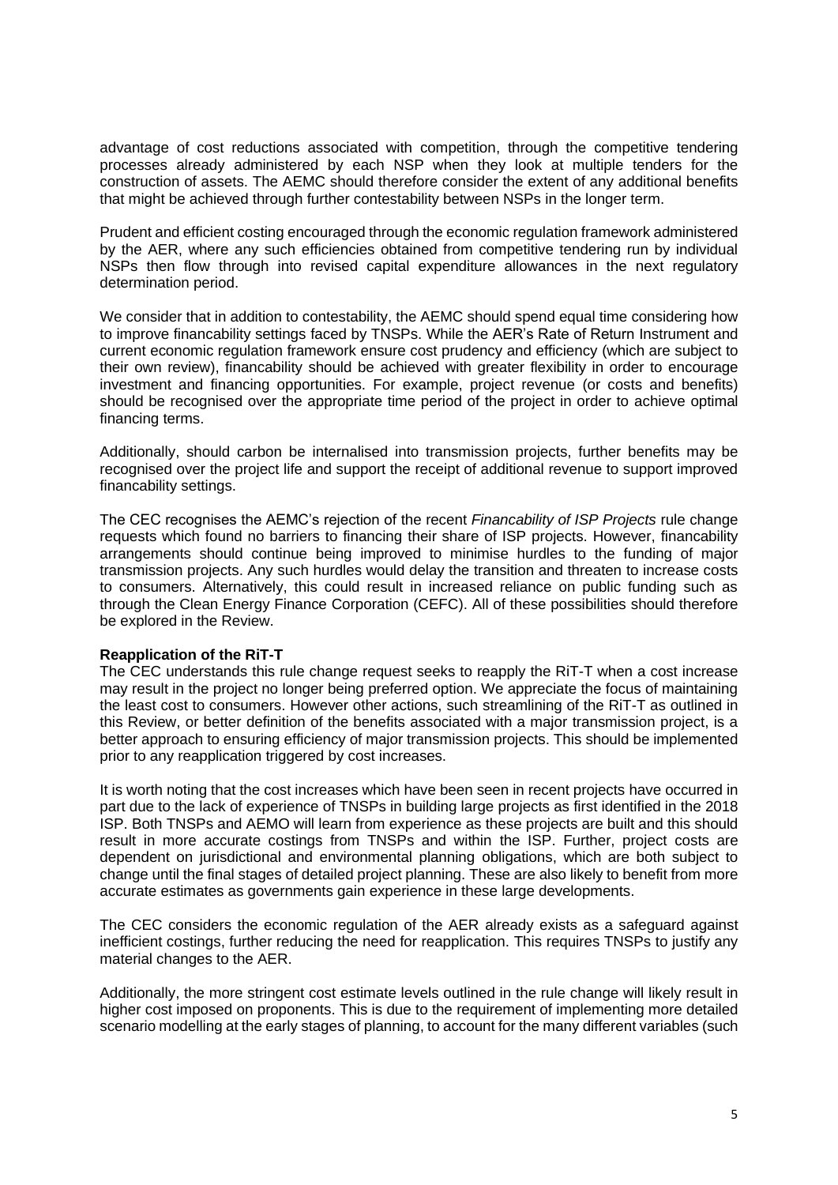advantage of cost reductions associated with competition, through the competitive tendering processes already administered by each NSP when they look at multiple tenders for the construction of assets. The AEMC should therefore consider the extent of any additional benefits that might be achieved through further contestability between NSPs in the longer term.

Prudent and efficient costing encouraged through the economic regulation framework administered by the AER, where any such efficiencies obtained from competitive tendering run by individual NSPs then flow through into revised capital expenditure allowances in the next regulatory determination period.

We consider that in addition to contestability, the AEMC should spend equal time considering how to improve financability settings faced by TNSPs. While the AER's Rate of Return Instrument and current economic regulation framework ensure cost prudency and efficiency (which are subject to their own review), financability should be achieved with greater flexibility in order to encourage investment and financing opportunities. For example, project revenue (or costs and benefits) should be recognised over the appropriate time period of the project in order to achieve optimal financing terms.

Additionally, should carbon be internalised into transmission projects, further benefits may be recognised over the project life and support the receipt of additional revenue to support improved financability settings.

The CEC recognises the AEMC's rejection of the recent *Financability of ISP Projects* rule change requests which found no barriers to financing their share of ISP projects. However, financability arrangements should continue being improved to minimise hurdles to the funding of major transmission projects. Any such hurdles would delay the transition and threaten to increase costs to consumers. Alternatively, this could result in increased reliance on public funding such as through the Clean Energy Finance Corporation (CEFC). All of these possibilities should therefore be explored in the Review.

**Reapplication of the RiT-T**

The CEC understands this rule change request seeks to reapply the RiT-T when a cost increase may result in the project no longer being preferred option. We appreciate the focus of maintaining the least cost to consumers. However other actions, such streamlining of the RiT-T as outlined in this Review, or better definition of the benefits associated with a major transmission project, is a better approach to ensuring efficiency of major transmission projects. This should be implemented prior to any reapplication triggered by cost increases.

It is worth noting that the cost increases which have been seen in recent projects have occurred in part due to the lack of experience of TNSPs in building large projects as first identified in the 2018 ISP. Both TNSPs and AEMO will learn from experience as these projects are built and this should result in more accurate costings from TNSPs and within the ISP. Further, project costs are dependent on jurisdictional and environmental planning obligations, which are both subject to change until the final stages of detailed project planning. These are also likely to benefit from more accurate estimates as governments gain experience in these large developments.

The CEC considers the economic regulation of the AER already exists as a safeguard against inefficient costings, further reducing the need for reapplication. This requires TNSPs to justify any material changes to the AER.

Additionally, the more stringent cost estimate levels outlined in the rule change will likely result in higher cost imposed on proponents. This is due to the requirement of implementing more detailed scenario modelling at the early stages of planning, to account for the many different variables (such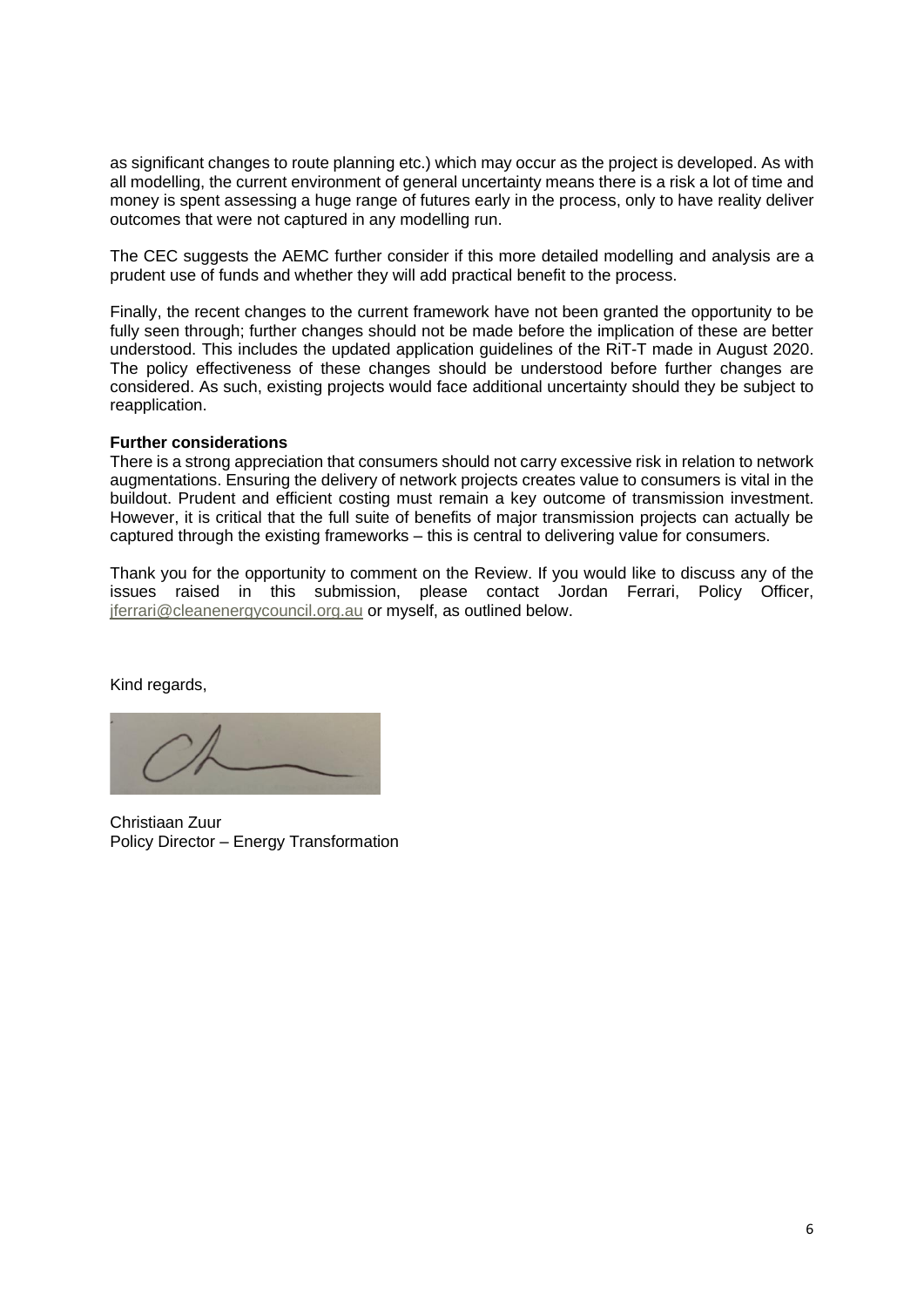as significant changes to route planning etc.) which may occur as the project is developed. As with all modelling, the current environment of general uncertainty means there is a risk a lot of time and money is spent assessing a huge range of futures early in the process, only to have reality deliver outcomes that were not captured in any modelling run.

The CEC suggests the AEMC further consider if this more detailed modelling and analysis are a prudent use of funds and whether they will add practical benefit to the process.

Finally, the recent changes to the current framework have not been granted the opportunity to be fully seen through; further changes should not be made before the implication of these are better understood. This includes the updated application guidelines of the RiT-T made in August 2020. The policy effectiveness of these changes should be understood before further changes are considered. As such, existing projects would face additional uncertainty should they be subject to reapplication.

**Further considerations**

There is a strong appreciation that consumers should not carry excessive risk in relation to network augmentations. Ensuring the delivery of network projects creates value to consumers is vital in the buildout. Prudent and efficient costing must remain a key outcome of transmission investment. However, it is critical that the full suite of benefits of major transmission projects can actually be captured through the existing frameworks – this is central to delivering value for consumers.

Thank you for the opportunity to comment on the Review. If you would like to discuss any of the issues raised in this submission, please contact Jordan Ferrari, Policy Officer, jferrari@cleanenergycouncil.org.au or myself, as outlined below.

Kind regards,

Christiaan Zuur
Policy Director – Energy Transformation